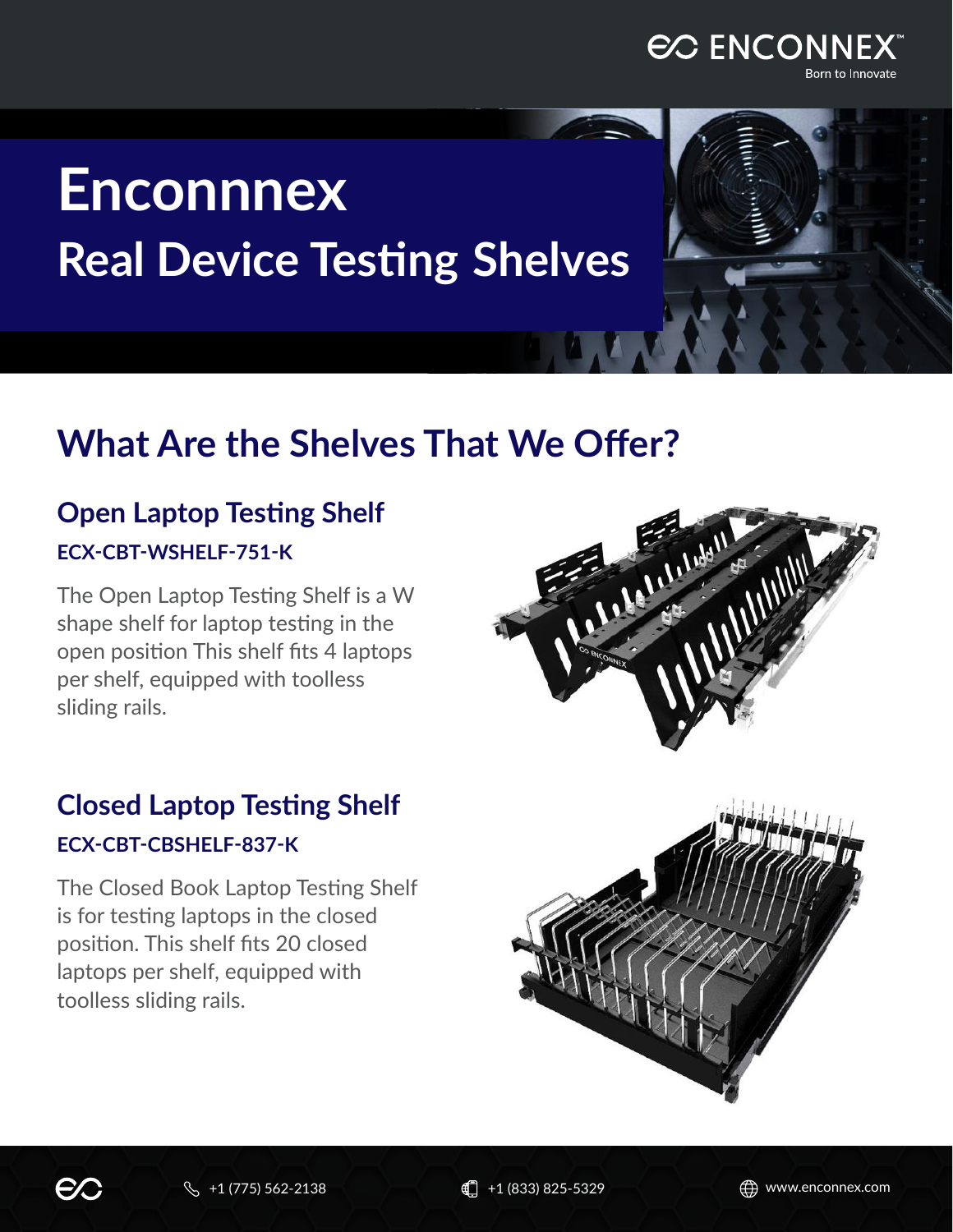ENCONNEX
Born to Innovate

# Enconnnex

# Real Device Testing Shelves

## What Are the Shelves That We Offer?

### Open Laptop Testing Shelf

**ECX-CBT-WSHELF-751-K**

The Open Laptop Testing Shelf is a W shape shelf for laptop testing in the open position This shelf fits 4 laptops per shelf, equipped with toolless sliding rails.

### Closed Laptop Testing Shelf

**ECX-CBT-CBSHELF-837-K**

The Closed Book Laptop Testing Shelf is for testing laptops in the closed position. This shelf fits 20 closed laptops per shelf, equipped with toolless sliding rails.

+1 (775) 562-2138 | +1 (833) 825-5329 | www.enconnex.com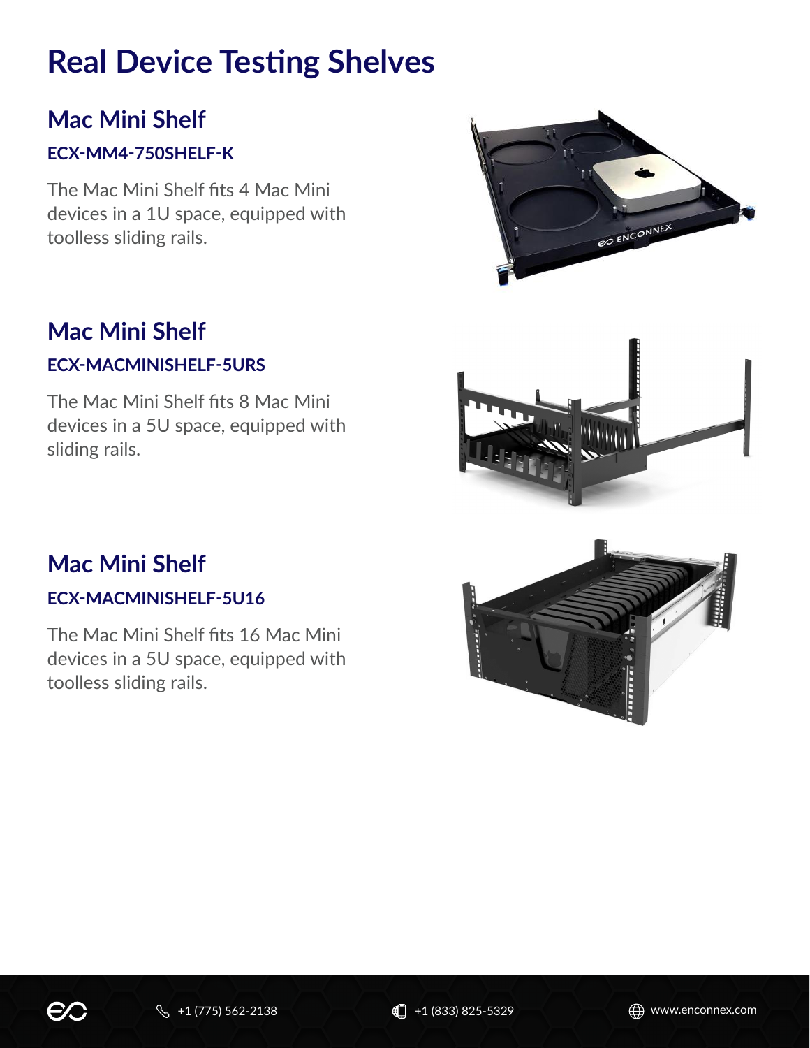# Real Device Testing Shelves

## Mac Mini Shelf

### ECX-MM4-750SHELF-K

The Mac Mini Shelf fits 4 Mac Mini devices in a 1U space, equipped with toolless sliding rails.

## Mac Mini Shelf

### ECX-MACMINISHELF-5URS

The Mac Mini Shelf fits 8 Mac Mini devices in a 5U space, equipped with sliding rails.

## Mac Mini Shelf

### ECX-MACMINISHELF-5U16

The Mac Mini Shelf fits 16 Mac Mini devices in a 5U space, equipped with toolless sliding rails.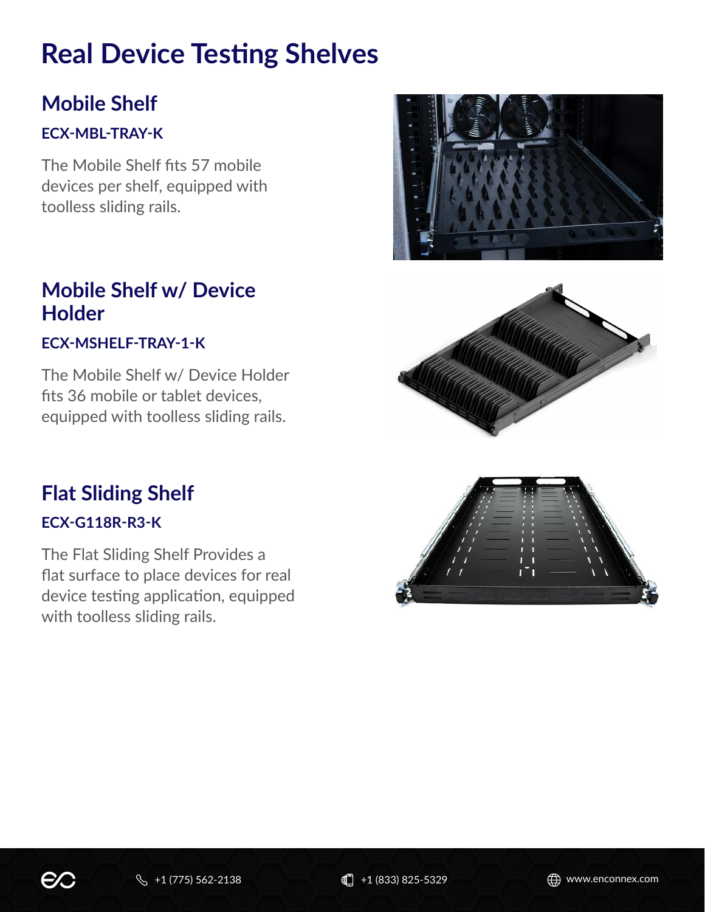# Real Device Testing Shelves

## Mobile Shelf

**ECX-MBL-TRAY-K**

The Mobile Shelf fits 57 mobile devices per shelf, equipped with toolless sliding rails.

## Mobile Shelf w/ Device Holder

**ECX-MSHELF-TRAY-1-K**

The Mobile Shelf w/ Device Holder fits 36 mobile or tablet devices, equipped with toolless sliding rails.

## Flat Sliding Shelf

**ECX-G118R-R3-K**

The Flat Sliding Shelf Provides a flat surface to place devices for real device testing application, equipped with toolless sliding rails.